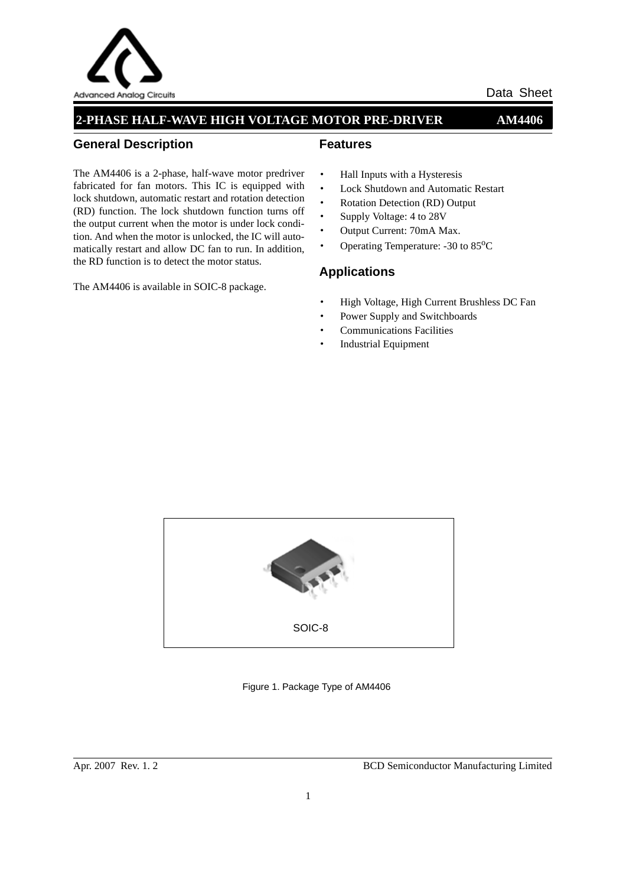Data Sheet

# 2-PHASE HALF-WAVE HIGH VOLTAGE MOTOR PRE-DRIVER AM4406

## General Description

The AM4406 is a 2-phase, half-wave motor predriver fabricated for fan motors. This IC is equipped with lock shutdown, automatic restart and rotation detection (RD) function. The lock shutdown function turns off the output current when the motor is under lock condition. And when the motor is unlocked, the IC will automatically restart and allow DC fan to run. In addition, the RD function is to detect the motor status.

The AM4406 is available in SOIC-8 package.

## Features

- Hall Inputs with a Hysteresis
- Lock Shutdown and Automatic Restart
- Rotation Detection (RD) Output
- Supply Voltage: 4 to 28V
- Output Current: 70mA Max.
- Operating Temperature: -30 to 85$^{o}$C

## Applications

- High Voltage, High Current Brushless DC Fan
- Power Supply and Switchboards
- Communications Facilities
- Industrial Equipment

SOIC-8

Figure 1. Package Type of AM4406

Apr. 2007 Rev. 1. 2 BCD Semiconductor Manufacturing Limited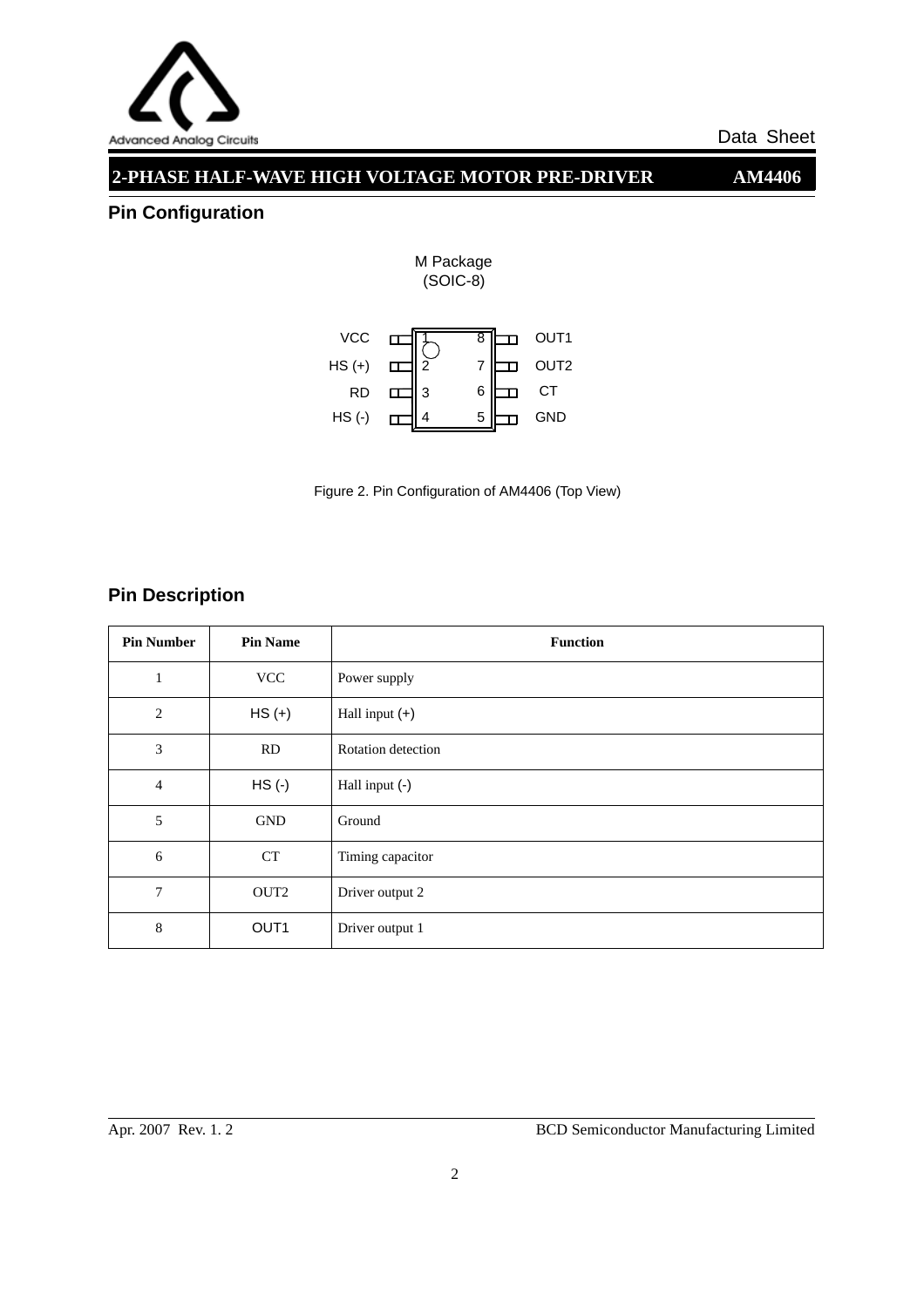## Pin Configuration

M Package
(SOIC-8)

| Pin | Name | | Pin | Name |
|---|---|---|---|---|
| 1 | VCC | | 8 | OUT1 |
| 2 | HS (+) | | 7 | OUT2 |
| 3 | RD | | 6 | CT |
| 4 | HS (-) | | 5 | GND |

Figure 2. Pin Configuration of AM4406 (Top View)

## Pin Description

| Pin Number | Pin Name | Function |
|---|---|---|
| 1 | VCC | Power supply |
| 2 | HS (+) | Hall input (+) |
| 3 | RD | Rotation detection |
| 4 | HS (-) | Hall input (-) |
| 5 | GND | Ground |
| 6 | CT | Timing capacitor |
| 7 | OUT2 | Driver output 2 |
| 8 | OUT1 | Driver output 1 |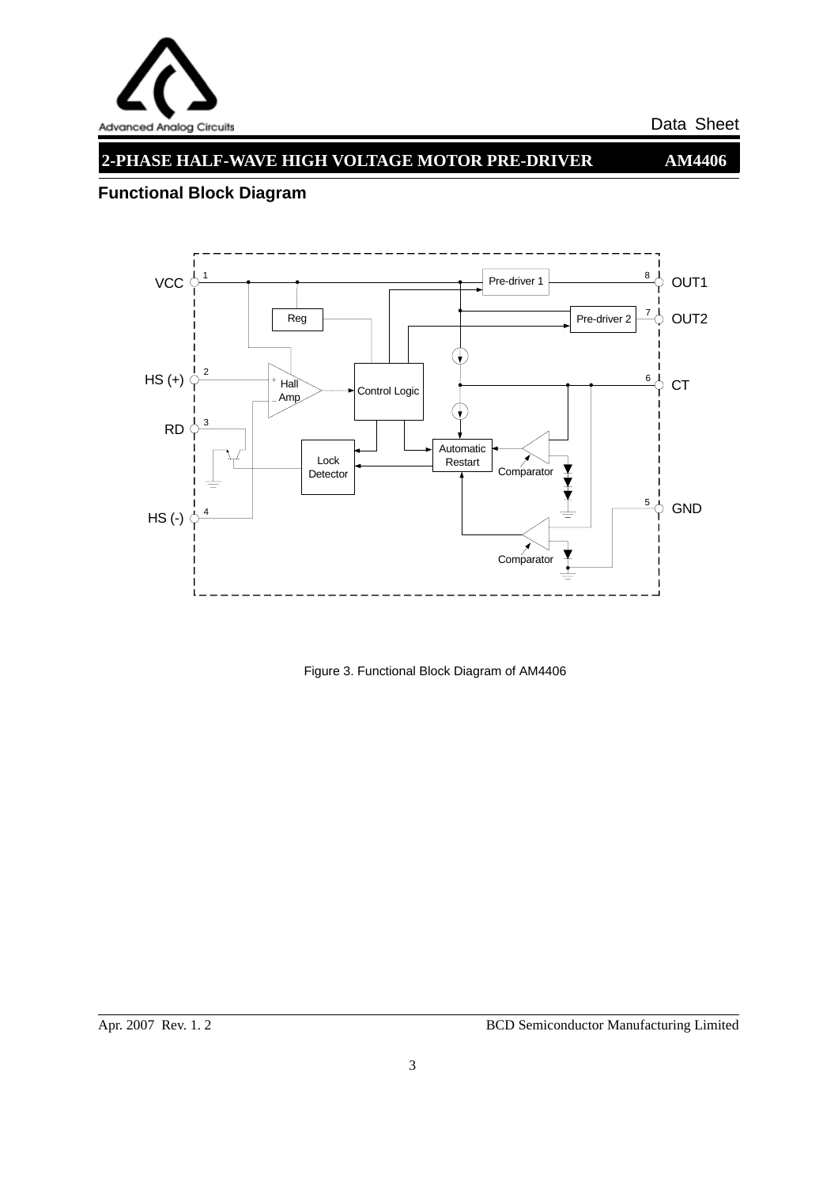## Functional Block Diagram

Figure 3. Functional Block Diagram of AM4406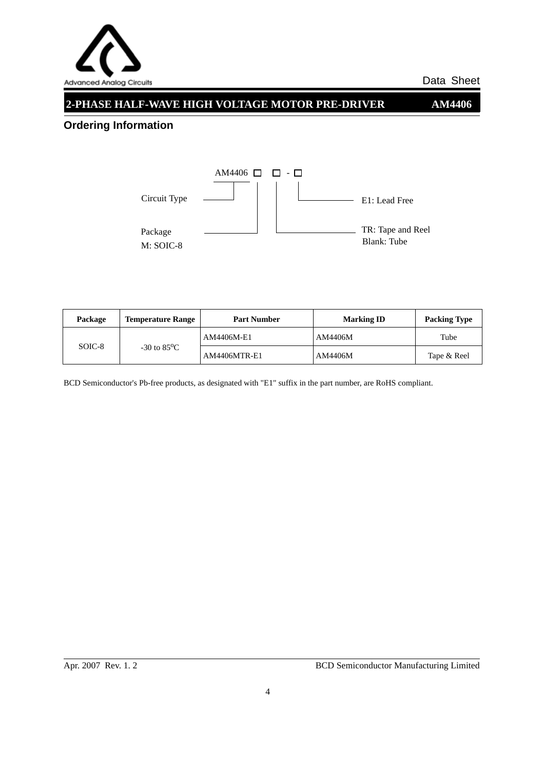## Ordering Information

AM4406 □ □ - □

- Circuit Type
- Package
  M: SOIC-8
- TR: Tape and Reel
  Blank: Tube
- E1: Lead Free

| Package | Temperature Range | Part Number | Marking ID | Packing Type |
|---|---|---|---|---|
| SOIC-8 | -30 to 85°C | AM4406M-E1 | AM4406M | Tube |
| | | AM4406MTR-E1 | AM4406M | Tape & Reel |

BCD Semiconductor's Pb-free products, as designated with "E1" suffix in the part number, are RoHS compliant.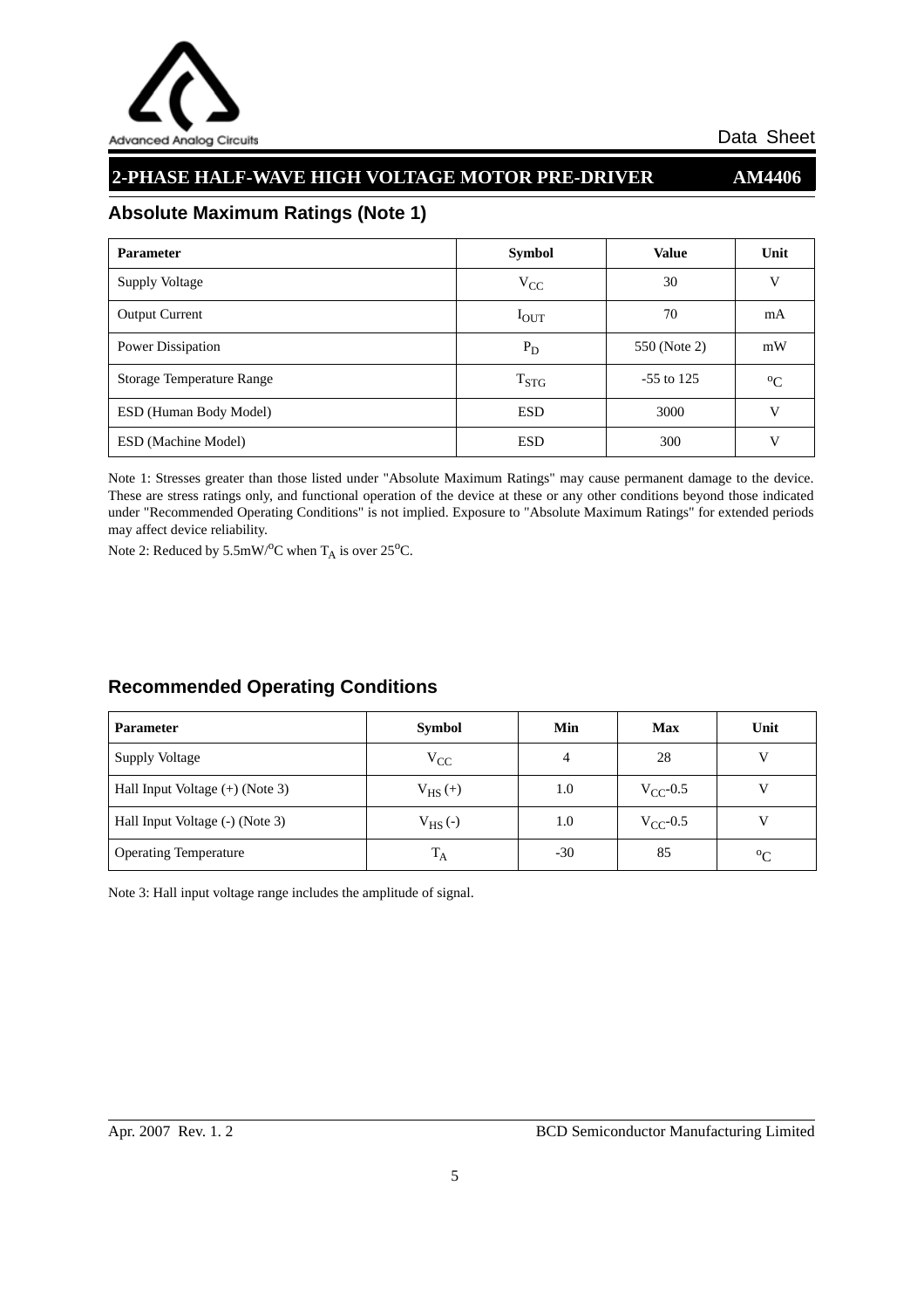## Absolute Maximum Ratings (Note 1)

| Parameter | Symbol | Value | Unit |
|---|---|---|---|
| Supply Voltage | $V_{CC}$ | 30 | V |
| Output Current | $I_{OUT}$ | 70 | mA |
| Power Dissipation | $P_D$ | 550 (Note 2) | mW |
| Storage Temperature Range | $T_{STG}$ | -55 to 125 | $^oC$ |
| ESD (Human Body Model) | ESD | 3000 | V |
| ESD (Machine Model) | ESD | 300 | V |

Note 1: Stresses greater than those listed under "Absolute Maximum Ratings" may cause permanent damage to the device. These are stress ratings only, and functional operation of the device at these or any other conditions beyond those indicated under "Recommended Operating Conditions" is not implied. Exposure to "Absolute Maximum Ratings" for extended periods may affect device reliability.

Note 2: Reduced by 5.5mW/$^o$C when $T_A$ is over 25$^o$C.

## Recommended Operating Conditions

| Parameter | Symbol | Min | Max | Unit |
|---|---|---|---|---|
| Supply Voltage | $V_{CC}$ | 4 | 28 | V |
| Hall Input Voltage (+) (Note 3) | $V_{HS}$ (+) | 1.0 | $V_{CC}$-0.5 | V |
| Hall Input Voltage (-) (Note 3) | $V_{HS}$ (-) | 1.0 | $V_{CC}$-0.5 | V |
| Operating Temperature | $T_A$ | -30 | 85 | $^oC$ |

Note 3: Hall input voltage range includes the amplitude of signal.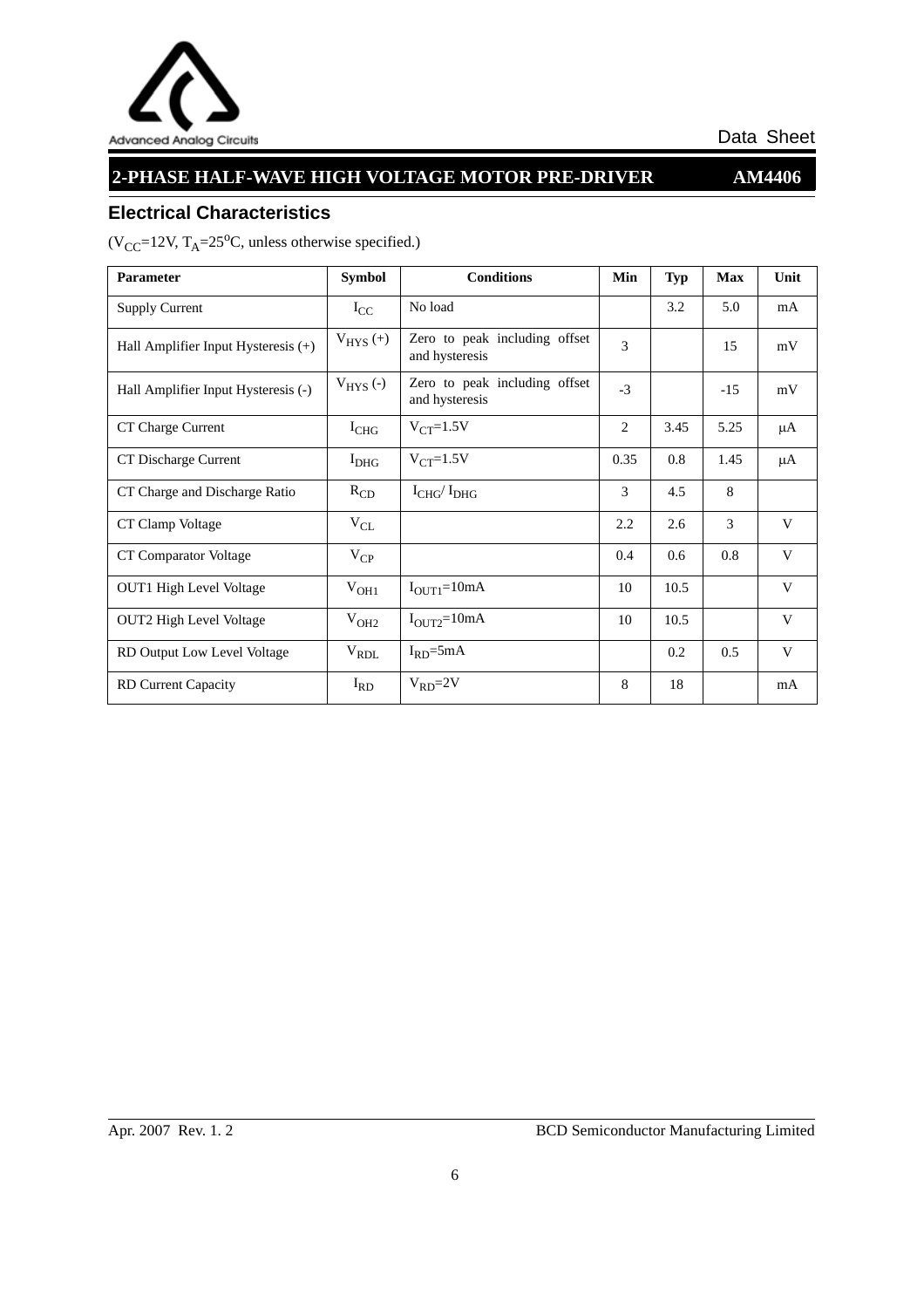## Electrical Characteristics

($V_{CC}$=12V, $T_A$=25°C, unless otherwise specified.)

| Parameter | Symbol | Conditions | Min | Typ | Max | Unit |
|---|---|---|---|---|---|---|
| Supply Current | $I_{CC}$ | No load | | 3.2 | 5.0 | mA |
| Hall Amplifier Input Hysteresis (+) | $V_{HYS}$ (+) | Zero to peak including offset and hysteresis | 3 | | 15 | mV |
| Hall Amplifier Input Hysteresis (-) | $V_{HYS}$ (-) | Zero to peak including offset and hysteresis | -3 | | -15 | mV |
| CT Charge Current | $I_{CHG}$ | $V_{CT}$=1.5V | 2 | 3.45 | 5.25 | μA |
| CT Discharge Current | $I_{DHG}$ | $V_{CT}$=1.5V | 0.35 | 0.8 | 1.45 | μA |
| CT Charge and Discharge Ratio | $R_{CD}$ | $I_{CHG}$/ $I_{DHG}$ | 3 | 4.5 | 8 | |
| CT Clamp Voltage | $V_{CL}$ | | 2.2 | 2.6 | 3 | V |
| CT Comparator Voltage | $V_{CP}$ | | 0.4 | 0.6 | 0.8 | V |
| OUT1 High Level Voltage | $V_{OH1}$ | $I_{OUT1}$=10mA | 10 | 10.5 | | V |
| OUT2 High Level Voltage | $V_{OH2}$ | $I_{OUT2}$=10mA | 10 | 10.5 | | V |
| RD Output Low Level Voltage | $V_{RDL}$ | $I_{RD}$=5mA | | 0.2 | 0.5 | V |
| RD Current Capacity | $I_{RD}$ | $V_{RD}$=2V | 8 | 18 | | mA |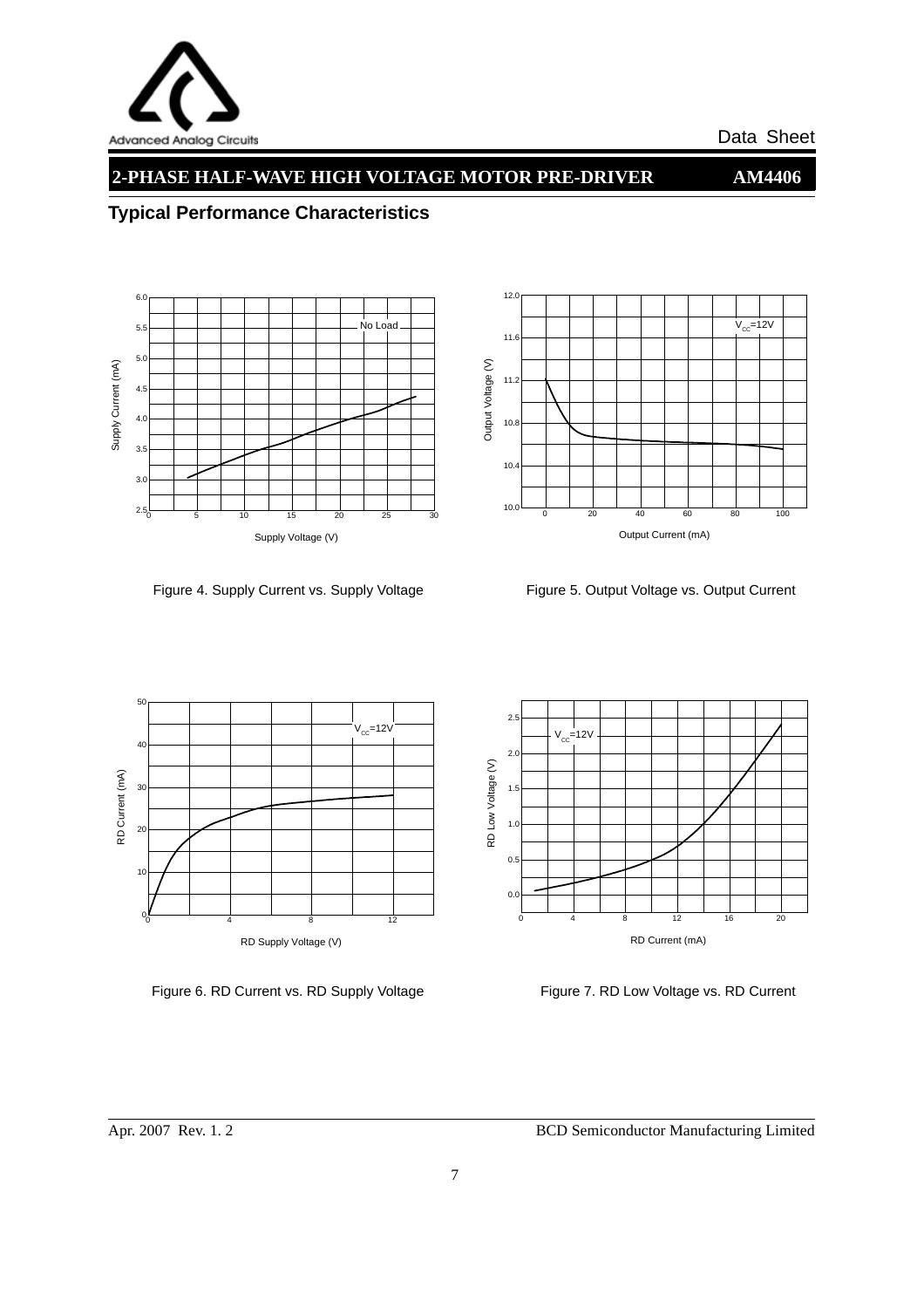## Typical Performance Characteristics

Figure 4. Supply Current vs. Supply Voltage

Figure 5. Output Voltage vs. Output Current

Figure 6. RD Current vs. RD Supply Voltage

Figure 7. RD Low Voltage vs. RD Current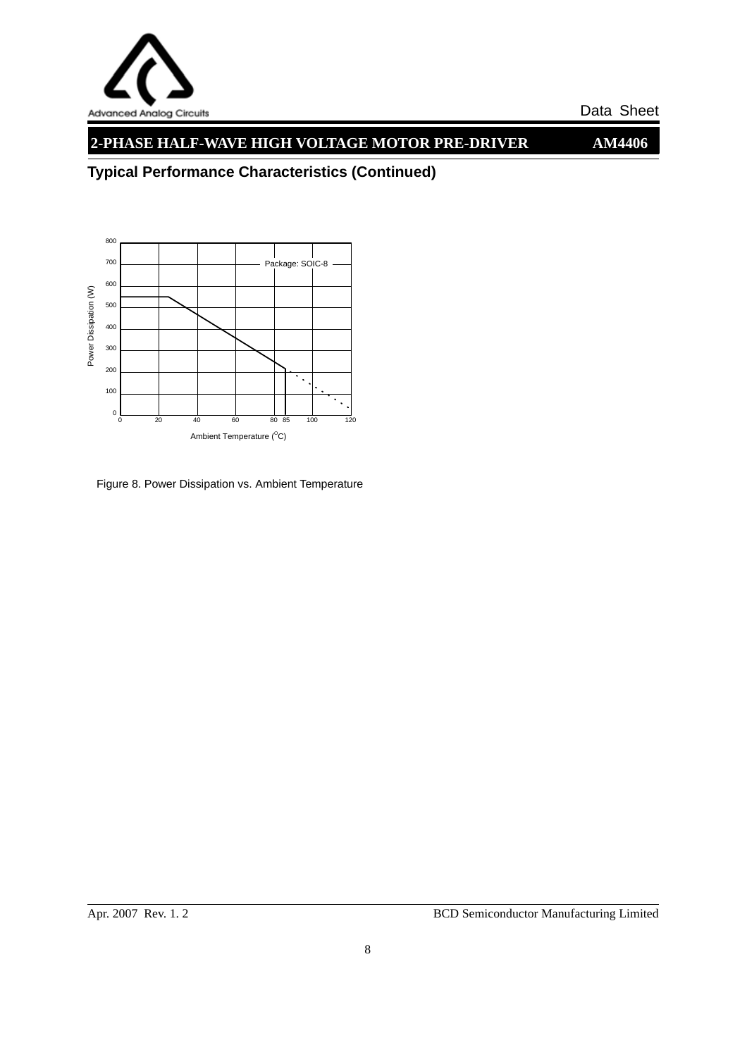## Typical Performance Characteristics (Continued)

Figure 8. Power Dissipation vs. Ambient Temperature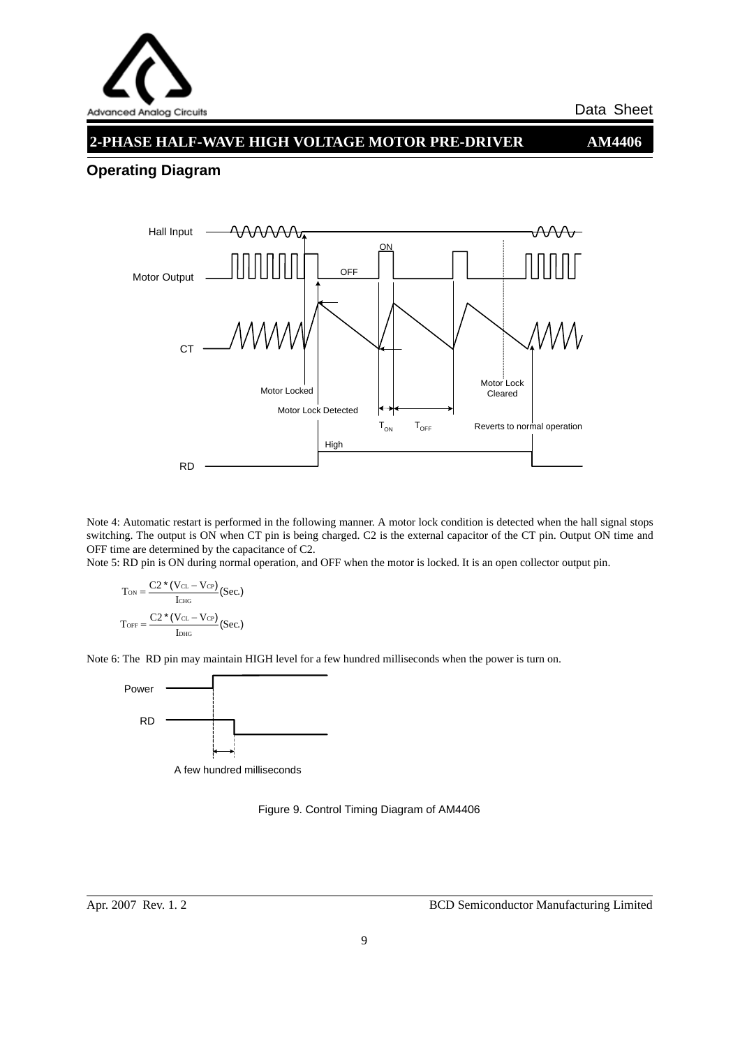## Operating Diagram

Hall Input

Motor Output

CT

RD

ON

OFF

Motor Locked

Motor Lock Detected

High

$T_{ON}$ $T_{OFF}$

Motor Lock Cleared

Reverts to normal operation

Note 4: Automatic restart is performed in the following manner. A motor lock condition is detected when the hall signal stops switching. The output is ON when CT pin is being charged. C2 is the external capacitor of the CT pin. Output ON time and OFF time are determined by the capacitance of C2.

Note 5: RD pin is ON during normal operation, and OFF when the motor is locked. It is an open collector output pin.

$$T_{ON} = \frac{C2 * (V_{CL} - V_{CP})}{I_{CHG}} (Sec.)$$

$$T_{OFF} = \frac{C2 * (V_{CL} - V_{CP})}{I_{DHG}} (Sec.)$$

Note 6: The RD pin may maintain HIGH level for a few hundred milliseconds when the power is turn on.

Power

RD

A few hundred milliseconds

Figure 9. Control Timing Diagram of AM4406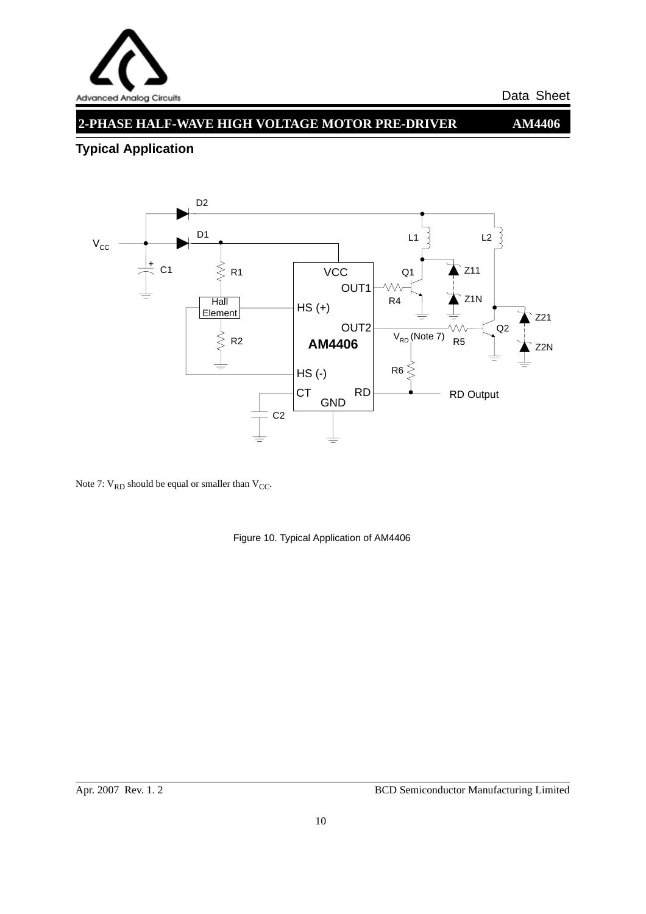## Typical Application

Note 7: $V_{RD}$ should be equal or smaller than $V_{CC}$.

Figure 10. Typical Application of AM4406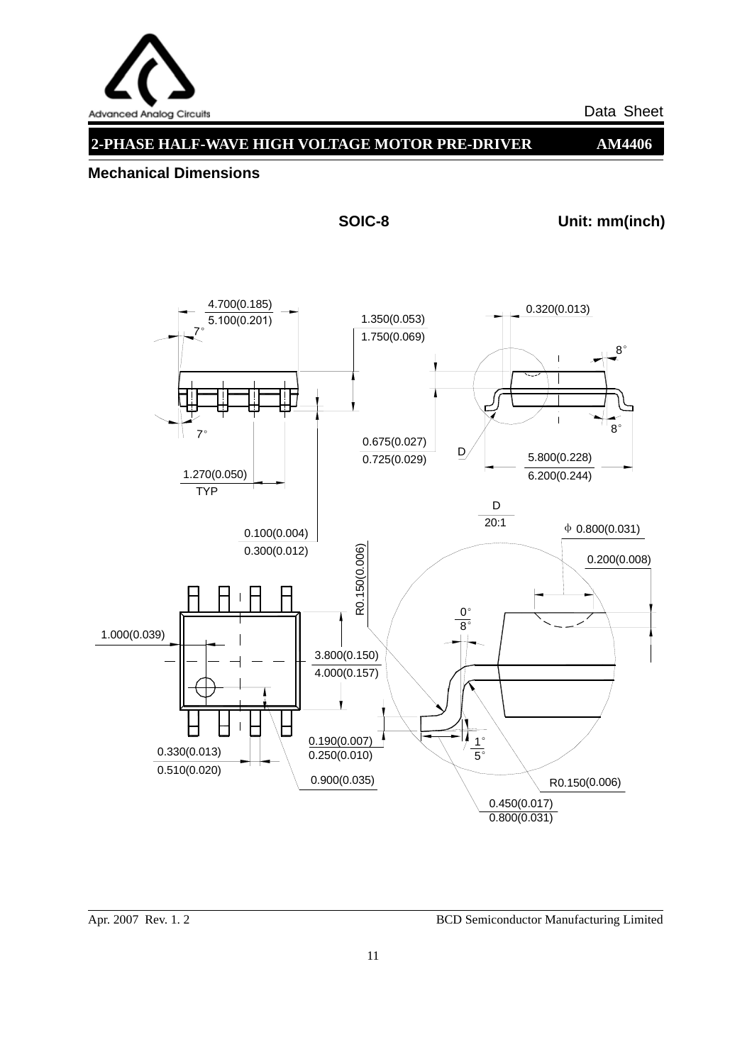Data Sheet

## 2-PHASE HALF-WAVE HIGH VOLTAGE MOTOR PRE-DRIVER AM4406

### Mechanical Dimensions

**SOIC-8** **Unit: mm(inch)**

4.700(0.185)
5.100(0.201)
7°
1.350(0.053)
1.750(0.069)
0.320(0.013)
8°
8°
7°
0.675(0.027)
0.725(0.029)
D
5.800(0.228)
6.200(0.244)
1.270(0.050)
TYP
D
20:1
0.100(0.004)
0.300(0.012)
R0.150(0.006)
ϕ 0.800(0.031)
0.200(0.008)
0°
8°
1.000(0.039)
3.800(0.150)
4.000(0.157)
0.190(0.007)
0.250(0.010)
1°
5°
0.330(0.013)
0.510(0.020)
0.900(0.035)
R0.150(0.006)
0.450(0.017)
0.800(0.031)

Apr. 2007 Rev. 1. 2 BCD Semiconductor Manufacturing Limited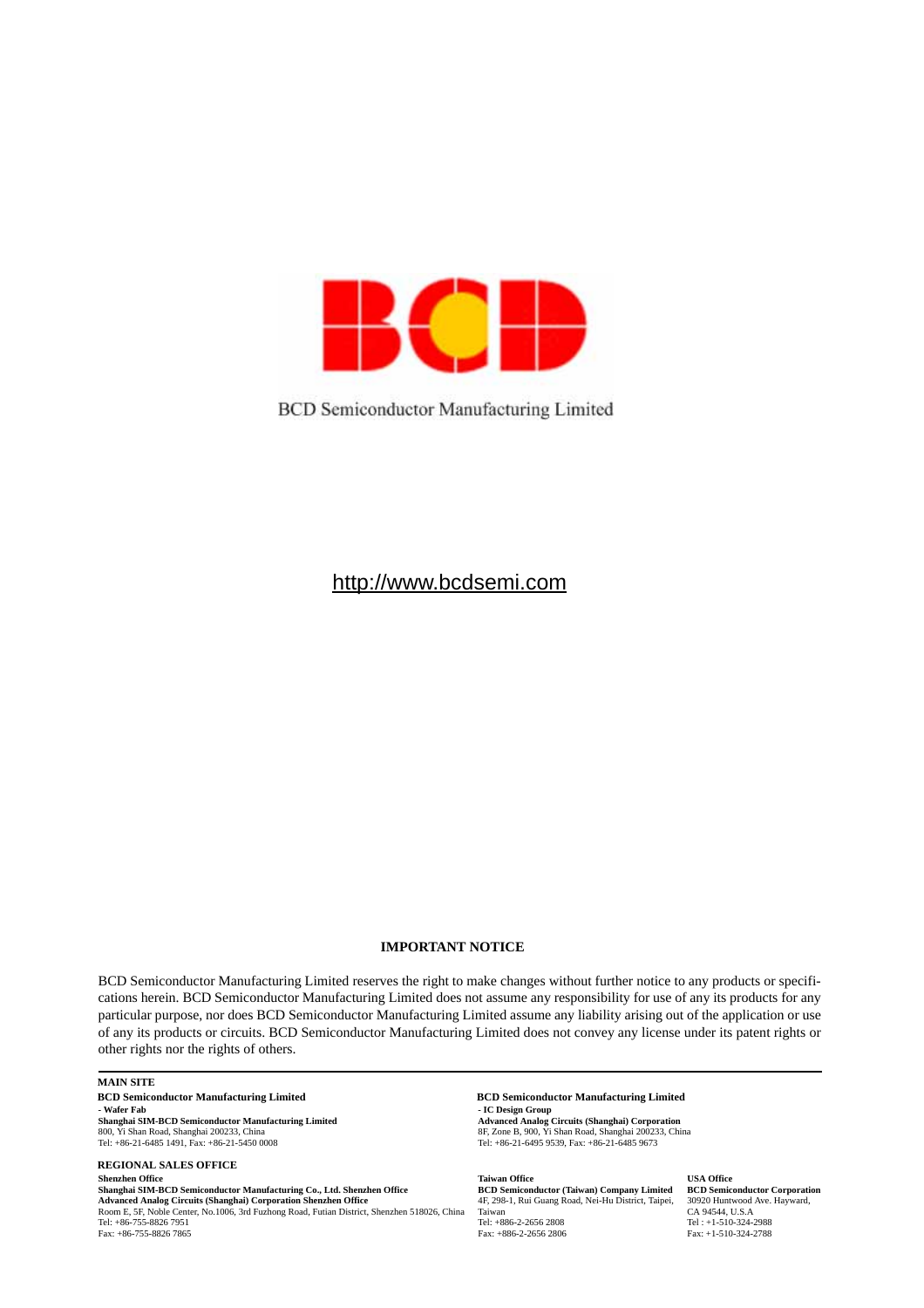BCD Semiconductor Manufacturing Limited

http://www.bcdsemi.com

**IMPORTANT NOTICE**

BCD Semiconductor Manufacturing Limited reserves the right to make changes without further notice to any products or specifications herein. BCD Semiconductor Manufacturing Limited does not assume any responsibility for use of any its products for any particular purpose, nor does BCD Semiconductor Manufacturing Limited assume any liability arising out of the application or use of any its products or circuits. BCD Semiconductor Manufacturing Limited does not convey any license under its patent rights or other rights nor the rights of others.

**MAIN SITE**

**BCD Semiconductor Manufacturing Limited**
**- Wafer Fab**
**Shanghai SIM-BCD Semiconductor Manufacturing Limited**
800, Yi Shan Road, Shanghai 200233, China
Tel: +86-21-6485 1491, Fax: +86-21-5450 0008

**BCD Semiconductor Manufacturing Limited**
**- IC Design Group**
**Advanced Analog Circuits (Shanghai) Corporation**
8F, Zone B, 900, Yi Shan Road, Shanghai 200233, China
Tel: +86-21-6495 9539, Fax: +86-21-6485 9673

**REGIONAL SALES OFFICE**

**Shenzhen Office**
**Shanghai SIM-BCD Semiconductor Manufacturing Co., Ltd. Shenzhen Office**
**Advanced Analog Circuits (Shanghai) Corporation Shenzhen Office**
Room E, 5F, Noble Center, No.1006, 3rd Fuzhong Road, Futian District, Shenzhen 518026, China
Tel: +86-755-8826 7951
Fax: +86-755-8826 7865

**Taiwan Office**
**BCD Semiconductor (Taiwan) Company Limited**
4F, 298-1, Rui Guang Road, Nei-Hu District, Taipei, Taiwan
Tel: +886-2-2656 2808
Fax: +886-2-2656 2806

**USA Office**
**BCD Semiconductor Corporation**
30920 Huntwood Ave. Hayward, CA 94544, U.S.A
Tel : +1-510-324-2988
Fax: +1-510-324-2788